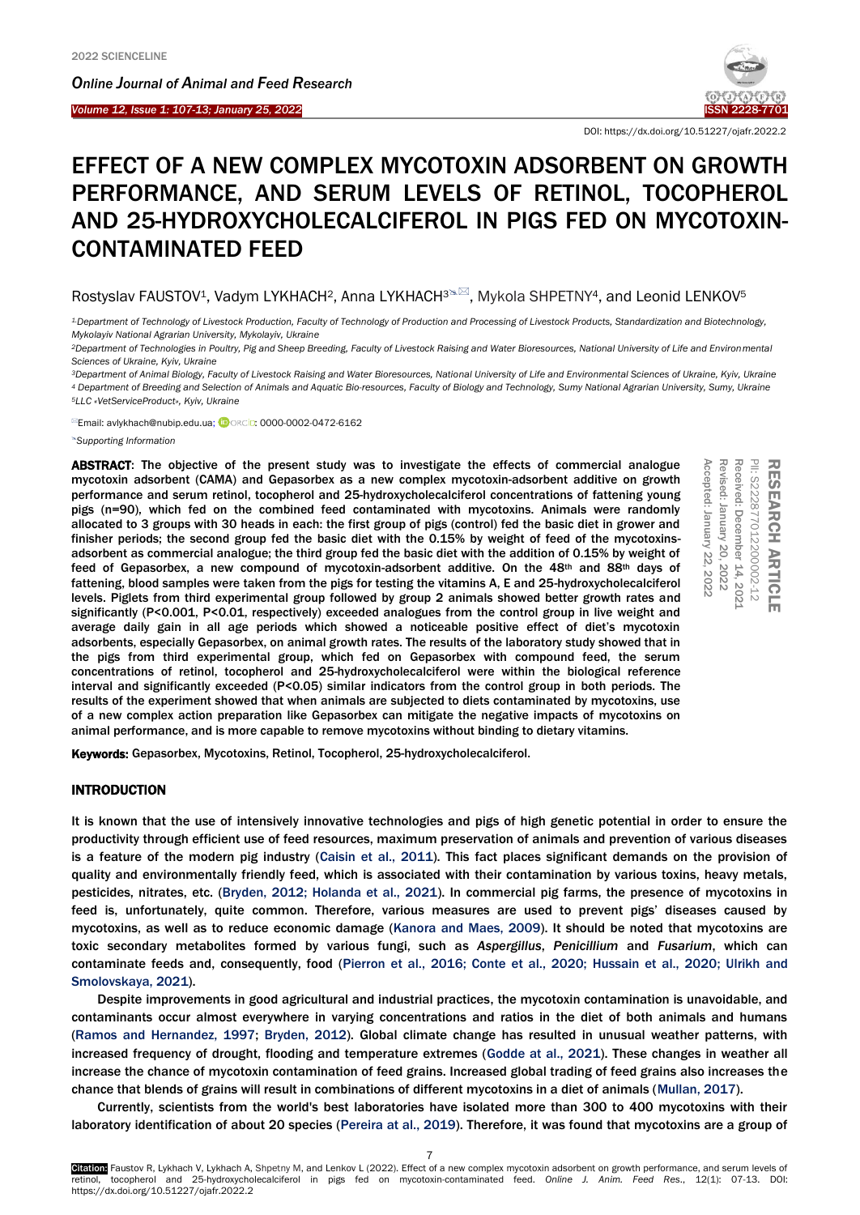DOI: https://dx.doi.org/10.51227/ojafr.2022.2

# EFFECT OF A NEW COMPLEX MYCOTOXIN ADSORBENT ON GROWTH PERFORMANCE, AND SERUM LEVELS OF RETINOL, TOCOPHEROL AND 25-HYDROXYCHOLECALCIFEROL IN PIGS FED ON MYCOTOXIN-CONTAMINATED FEED

Rostyslav FAUSTOV[1], Vadym LYKHACH[2], Anna LYKHACH[3], Mykola SHPETNY[4], and Leonid LENKOV[5]

[1] Department of Technology of Livestock Production, Faculty of Technology of Production and Processing of Livestock Products, Standardization and Biotechnology, Mykolayiv National Agrarian University, Mykolayiv, Ukraine

[2] Department of Technologies in Poultry, Pig and Sheep Breeding, Faculty of Livestock Raising and Water Bioresources, National University of Life and Environmental Sciences of Ukraine, Kyiv, Ukraine

[3] Department of Animal Biology, Faculty of Livestock Raising and Water Bioresources, National University of Life and Environmental Sciences of Ukraine, Kyiv, Ukraine

[4] Department of Breeding and Selection of Animals and Aquatic Bio-resources, Faculty of Biology and Technology, Sumy National Agrarian University, Sumy, Ukraine

[5] LLC «VetServiceProduct», Kyiv, Ukraine

Email: avlykhach@nubip.edu.ua; ORCID: 0000-0002-0472-6162

Supporting Information

**RESEARCH ARTICLE**
PII: S222877012200002-12
Received: December 14, 2021
Revised: January 20, 2022
Accepted: January 22, 2022

**ABSTRACT**: The objective of the present study was to investigate the effects of commercial analogue mycotoxin adsorbent (CAMA) and Gepasorbex as a new complex mycotoxin-adsorbent additive on growth performance and serum retinol, tocopherol and 25-hydroxycholecalciferol concentrations of fattening young pigs (n=90), which fed on the combined feed contaminated with mycotoxins. Animals were randomly allocated to 3 groups with 30 heads in each: the first group of pigs (control) fed the basic diet in grower and finisher periods; the second group fed the basic diet with the 0.15% by weight of feed of the mycotoxins-adsorbent as commercial analogue; the third group fed the basic diet with the addition of 0.15% by weight of feed of Gepasorbex, a new compound of mycotoxin-adsorbent additive. On the 48th and 88th days of fattening, blood samples were taken from the pigs for testing the vitamins A, E and 25-hydroxycholecalciferol levels. Piglets from third experimental group followed by group 2 animals showed better growth rates and significantly (P<0.001, P<0.01, respectively) exceeded analogues from the control group in live weight and average daily gain in all age periods which showed a noticeable positive effect of diet's mycotoxin adsorbents, especially Gepasorbex, on animal growth rates. The results of the laboratory study showed that in the pigs from third experimental group, which fed on Gepasorbex with compound feed, the serum concentrations of retinol, tocopherol and 25-hydroxycholecalciferol were within the biological reference interval and significantly exceeded (P<0.05) similar indicators from the control group in both periods. The results of the experiment showed that when animals are subjected to diets contaminated by mycotoxins, use of a new complex action preparation like Gepasorbex can mitigate the negative impacts of mycotoxins on animal performance, and is more capable to remove mycotoxins without binding to dietary vitamins.

**Keywords:** Gepasorbex, Mycotoxins, Retinol, Tocopherol, 25-hydroxycholecalciferol.

## INTRODUCTION

It is known that the use of intensively innovative technologies and pigs of high genetic potential in order to ensure the productivity through efficient use of feed resources, maximum preservation of animals and prevention of various diseases is a feature of the modern pig industry (Caisin et al., 2011). This fact places significant demands on the provision of quality and environmentally friendly feed, which is associated with their contamination by various toxins, heavy metals, pesticides, nitrates, etc. (Bryden, 2012; Holanda et al., 2021). In commercial pig farms, the presence of mycotoxins in feed is, unfortunately, quite common. Therefore, various measures are used to prevent pigs' diseases caused by mycotoxins, as well as to reduce economic damage (Kanora and Maes, 2009). It should be noted that mycotoxins are toxic secondary metabolites formed by various fungi, such as *Aspergillus*, *Penicillium* and *Fusarium*, which can contaminate feeds and, consequently, food (Pierron et al., 2016; Conte et al., 2020; Hussain et al., 2020; Ulrikh and Smolovskaya, 2021).

Despite improvements in good agricultural and industrial practices, the mycotoxin contamination is unavoidable, and contaminants occur almost everywhere in varying concentrations and ratios in the diet of both animals and humans (Ramos and Hernandez, 1997; Bryden, 2012). Global climate change has resulted in unusual weather patterns, with increased frequency of drought, flooding and temperature extremes (Godde at al., 2021). These changes in weather all increase the chance of mycotoxin contamination of feed grains. Increased global trading of feed grains also increases the chance that blends of grains will result in combinations of different mycotoxins in a diet of animals (Mullan, 2017).

Currently, scientists from the world's best laboratories have isolated more than 300 to 400 mycotoxins with their laboratory identification of about 20 species (Pereira at al., 2019). Therefore, it was found that mycotoxins are a group of

**Citation:** Faustov R, Lykhach V, Lykhach A, Shpetny M, and Lenkov L (2022). Effect of a new complex mycotoxin adsorbent on growth performance, and serum levels of retinol, tocopherol and 25-hydroxycholecalciferol in pigs fed on mycotoxin-contaminated feed. *Online J. Anim. Feed Res.*, 12(1): 07-13. DOI: https://dx.doi.org/10.51227/ojafr.2022.2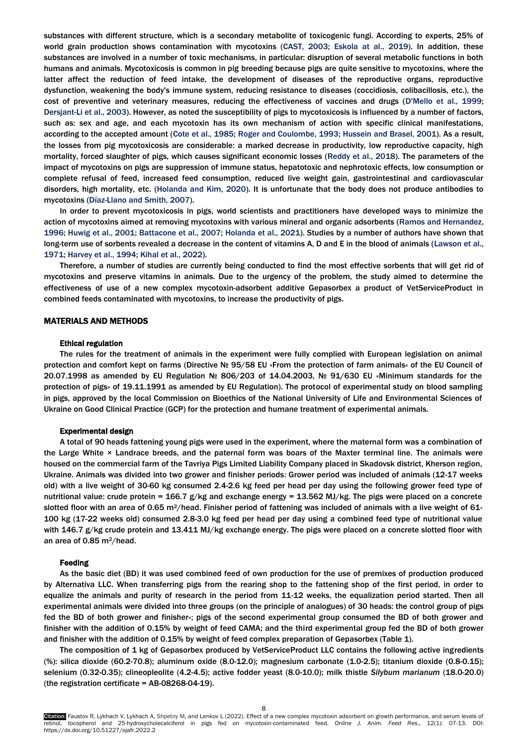substances with different structure, which is a secondary metabolite of toxicogenic fungi. According to experts, 25% of world grain production shows contamination with mycotoxins (CAST, 2003; Eskola at al., 2019). In addition, these substances are involved in a number of toxic mechanisms, in particular: disruption of several metabolic functions in both humans and animals. Mycotoxicosis is common in pig breeding because pigs are quite sensitive to mycotoxins, where the latter affect the reduction of feed intake, the development of diseases of the reproductive organs, reproductive dysfunction, weakening the body's immune system, reducing resistance to diseases (coccidiosis, colibacillosis, etc.), the cost of preventive and veterinary measures, reducing the effectiveness of vaccines and drugs (D'Mello et al., 1999; Dersjant-Li et al., 2003). However, as noted the susceptibility of pigs to mycotoxicosis is influenced by a number of factors, such as: sex and age, and each mycotoxin has its own mechanism of action with specific clinical manifestations, according to the accepted amount (Cote et al., 1985; Roger and Coulombe, 1993; Hussein and Brasel, 2001). As a result, the losses from pig mycotoxicosis are considerable: a marked decrease in productivity, low reproductive capacity, high mortality, forced slaughter of pigs, which causes significant economic losses (Reddy et al., 2018). The parameters of the impact of mycotoxins on pigs are suppression of immune status, hepatotoxic and nephrotoxic effects, low consumption or complete refusal of feed, increased feed consumption, reduced live weight gain, gastrointestinal and cardiovascular disorders, high mortality, etc. (Holanda and Kim, 2020). It is unfortunate that the body does not produce antibodies to mycotoxins (Díaz-Llano and Smith, 2007).

In order to prevent mycotoxicosis in pigs, world scientists and practitioners have developed ways to minimize the action of mycotoxins aimed at removing mycotoxins with various mineral and organic adsorbents (Ramos and Hernandez, 1996; Huwig et al., 2001; Battacone et al., 2007; Holanda et al., 2021). Studies by a number of authors have shown that long-term use of sorbents revealed a decrease in the content of vitamins A, D and E in the blood of animals (Lawson et al., 1971; Harvey et al., 1994; Kihal et al., 2022).

Therefore, a number of studies are currently being conducted to find the most effective sorbents that will get rid of mycotoxins and preserve vitamins in animals. Due to the urgency of the problem, the study aimed to determine the effectiveness of use of a new complex mycotoxin-adsorbent additive Gepasorbex a product of VetServiceProduct in combined feeds contaminated with mycotoxins, to increase the productivity of pigs.

## MATERIALS AND METHODS

### Ethical regulation

The rules for the treatment of animals in the experiment were fully complied with European legislation on animal protection and comfort kept on farms (Directive № 95/58 EU «From the protection of farm animals» of the EU Council of 20.07.1998 as amended by EU Regulation № 806/203 of 14.04.2003, № 91/630 EU «Minimum standards for the protection of pigs» of 19.11.1991 as amended by EU Regulation). The protocol of experimental study on blood sampling in pigs, approved by the local Commission on Bioethics of the National University of Life and Environmental Sciences of Ukraine on Good Clinical Practice (GCP) for the protection and humane treatment of experimental animals.

### Experimental design

A total of 90 heads fattening young pigs were used in the experiment, where the maternal form was a combination of the Large White × Landrace breeds, and the paternal form was boars of the Maxter terminal line. The animals were housed on the commercial farm of the Tavriya Pigs Limited Liability Company placed in Skadovsk district, Kherson region, Ukraine. Animals was divided into two grower and finisher periods: Grower period was included of animals (12-17 weeks old) with a live weight of 30-60 kg consumed 2.4-2.6 kg feed per head per day using the following grower feed type of nutritional value: crude protein = 166.7 g/kg and exchange energy = 13.562 MJ/kg. The pigs were placed on a concrete slotted floor with an area of 0.65 $m^2$/head. Finisher period of fattening was included of animals with a live weight of 61-100 kg (17-22 weeks old) consumed 2.8-3.0 kg feed per head per day using a combined feed type of nutritional value with 146.7 g/kg crude protein and 13.411 MJ/kg exchange energy. The pigs were placed on a concrete slotted floor with an area of 0.85 $m^2$/head.

### Feeding

As the basic diet (BD) it was used combined feed of own production for the use of premixes of production produced by Alternativa LLC. When transferring pigs from the rearing shop to the fattening shop of the first period, in order to equalize the animals and purity of research in the period from 11-12 weeks, the equalization period started. Then all experimental animals were divided into three groups (on the principle of analogues) of 30 heads: the control group of pigs fed the BD of both grower and finisher»; pigs of the second experimental group consumed the BD of both grower and finisher with the addition of 0.15% by weight of feed CAMA; and the third experimental group fed the BD of both grower and finisher with the addition of 0.15% by weight of feed complex preparation of Gepasorbex (Table 1).

The composition of 1 kg of Gepasorbex produced by VetServiceProduct LLC contains the following active ingredients (%): silica dioxide (60.2-70.8); aluminum oxide (8.0-12.0); magnesium carbonate (1.0-2.5); titanium dioxide (0.8-0.15); selenium (0.32-0.35); clineopleolite (4.2-4.5); active fodder yeast (8.0-10.0); milk thistle *Silybum marianum* (18.0-20.0) (the registration certificate = AB-08268-04-19).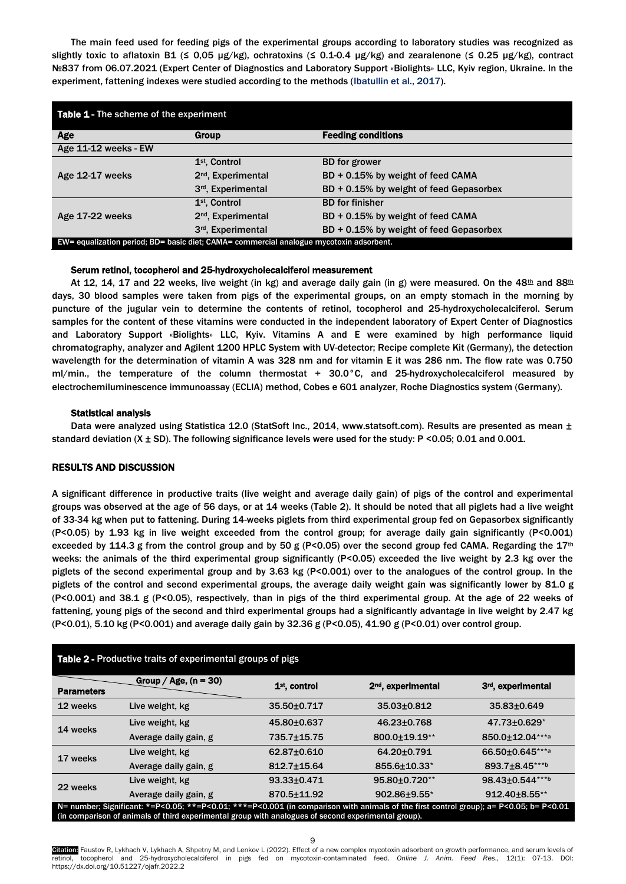The main feed used for feeding pigs of the experimental groups according to laboratory studies was recognized as slightly toxic to aflatoxin B1 (≤ 0,05 μg/kg), ochratoxins (≤ 0.1-0.4 μg/kg) and zearalenone (≤ 0.25 μg/kg), contract №837 from 06.07.2021 (Expert Center of Diagnostics and Laboratory Support «Biolights» LLC, Kyiv region, Ukraine. In the experiment, fattening indexes were studied according to the methods (Ibatullin et al., 2017).

**Table 1** - The scheme of the experiment

| Age | Group | Feeding conditions |
|---|---|---|
| Age 11-12 weeks - EW | | |
| Age 12-17 weeks | 1st, Control | BD for grower |
| | 2nd, Experimental | BD + 0.15% by weight of feed CAMA |
| | 3rd, Experimental | BD + 0.15% by weight of feed Gepasorbex |
| Age 17-22 weeks | 1st, Control | BD for finisher |
| | 2nd, Experimental | BD + 0.15% by weight of feed CAMA |
| | 3rd, Experimental | BD + 0.15% by weight of feed Gepasorbex |

EW= equalization period; BD= basic diet; CAMA= commercial analogue mycotoxin adsorbent.

### Serum retinol, tocopherol and 25-hydroxycholecalciferol measurement

At 12, 14, 17 and 22 weeks, live weight (in kg) and average daily gain (in g) were measured. On the 48th and 88th days, 30 blood samples were taken from pigs of the experimental groups, on an empty stomach in the morning by puncture of the jugular vein to determine the contents of retinol, tocopherol and 25-hydroxycholecalciferol. Serum samples for the content of these vitamins were conducted in the independent laboratory of Expert Center of Diagnostics and Laboratory Support «Biolights» LLC, Kyiv. Vitamins A and E were examined by high performance liquid chromatography, analyzer and Agilent 1200 HPLC System with UV-detector; Recipe complete Kit (Germany), the detection wavelength for the determination of vitamin A was 328 nm and for vitamin E it was 286 nm. The flow rate was 0.750 ml/min., the temperature of the column thermostat + 30.0°C, and 25-hydroxycholecalciferol measured by electrochemiluminescence immunoassay (ECLIA) method, Cobes e 601 analyzer, Roche Diagnostics system (Germany).

### Statistical analysis

Data were analyzed using Statistica 12.0 (StatSoft Inc., 2014, www.statsoft.com). Results are presented as mean ± standard deviation (X ± SD). The following significance levels were used for the study: P <0.05; 0.01 and 0.001.

## RESULTS AND DISCUSSION

A significant difference in productive traits (live weight and average daily gain) of pigs of the control and experimental groups was observed at the age of 56 days, or at 14 weeks (Table 2). It should be noted that all piglets had a live weight of 33-34 kg when put to fattening. During 14-weeks piglets from third experimental group fed on Gepasorbex significantly (P<0.05) by 1.93 kg in live weight exceeded from the control group; for average daily gain significantly (P<0.001) exceeded by 114.3 g from the control group and by 50 g (P<0.05) over the second group fed CAMA. Regarding the 17th weeks: the animals of the third experimental group significantly (P<0.05) exceeded the live weight by 2.3 kg over the piglets of the second experimental group and by 3.63 kg (P<0.001) over to the analogues of the control group. In the piglets of the control and second experimental groups, the average daily weight gain was significantly lower by 81.0 g (P<0.001) and 38.1 g (P<0.05), respectively, than in pigs of the third experimental group. At the age of 22 weeks of fattening, young pigs of the second and third experimental groups had a significantly advantage in live weight by 2.47 kg (P<0.01), 5.10 kg (P<0.001) and average daily gain by 32.36 g (P<0.05), 41.90 g (P<0.01) over control group.

**Table 2** - Productive traits of experimental groups of pigs

| Parameters | Group / Age, (n = 30) | 1st, control | 2nd, experimental | 3rd, experimental |
|---|---|---|---|---|
| 12 weeks | Live weight, kg | 35.50±0.717 | 35.03±0.812 | 35.83±0.649 |
| 14 weeks | Live weight, kg | 45.80±0.637 | 46.23±0.768 | 47.73±0.629* |
| | Average daily gain, g | 735.7±15.75 | 800.0±19.19** | 850.0±12.04***a |
| 17 weeks | Live weight, kg | 62.87±0.610 | 64.20±0.791 | 66.50±0.645***a |
| | Average daily gain, g | 812.7±15.64 | 855.6±10.33* | 893.7±8.45***b |
| 22 weeks | Live weight, kg | 93.33±0.471 | 95.80±0.720** | 98.43±0.544***b |
| | Average daily gain, g | 870.5±11.92 | 902.86±9.55* | 912.40±8.55** |

N= number; Significant: *=P<0.05; **=P<0.01; ***=P<0.001 (in comparison with animals of the first control group); a= P<0.05; b= P<0.01 (in comparison of animals of third experimental group with analogues of second experimental group).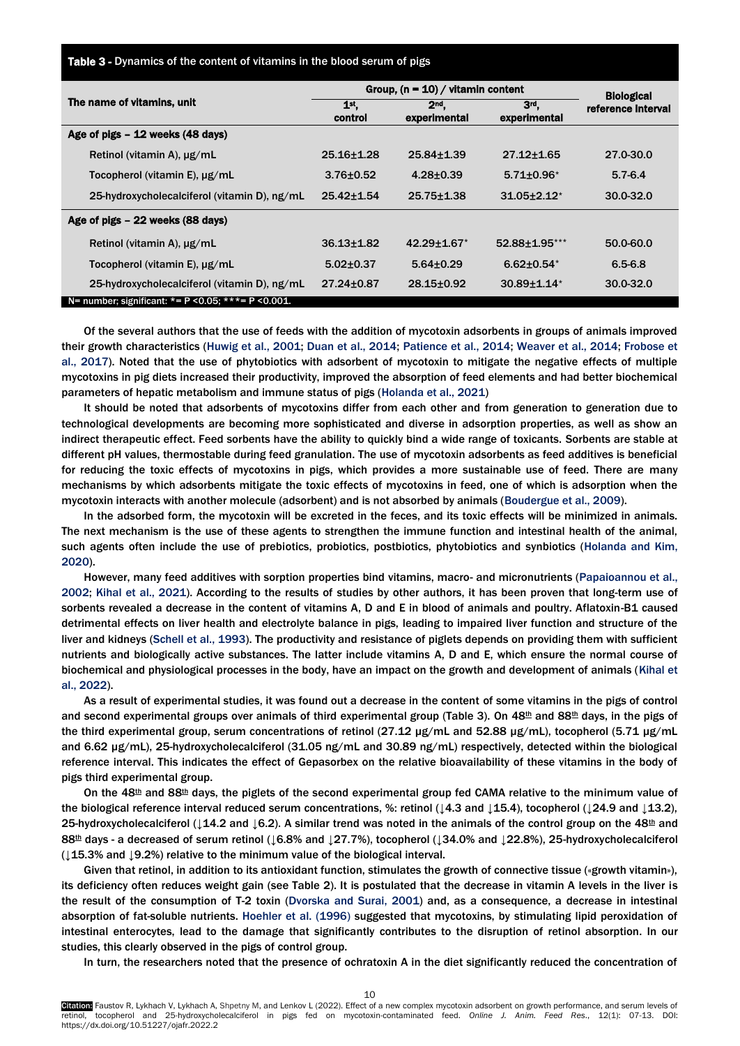**Table 3 -** Dynamics of the content of vitamins in the blood serum of pigs

| The name of vitamins, unit | Group, (n = 10) / vitamin content | | | Biological reference interval |
|---|---|---|---|---|
| | 1st, control | 2nd, experimental | 3rd, experimental | |
| **Age of pigs – 12 weeks (48 days)** | | | | |
| Retinol (vitamin A), μg/mL | 25.16±1.28 | 25.84±1.39 | 27.12±1.65 | 27.0-30.0 |
| Tocopherol (vitamin E), μg/mL | 3.76±0.52 | 4.28±0.39 | 5.71±0.96* | 5.7-6.4 |
| 25-hydroxycholecalciferol (vitamin D), ng/mL | 25.42±1.54 | 25.75±1.38 | 31.05±2.12* | 30.0-32.0 |
| **Age of pigs – 22 weeks (88 days)** | | | | |
| Retinol (vitamin A), μg/mL | 36.13±1.82 | 42.29±1.67* | 52.88±1.95*** | 50.0-60.0 |
| Tocopherol (vitamin E), μg/mL | 5.02±0.37 | 5.64±0.29 | 6.62±0.54* | 6.5-6.8 |
| 25-hydroxycholecalciferol (vitamin D), ng/mL | 27.24±0.87 | 28.15±0.92 | 30.89±1.14* | 30.0-32.0 |

N= number; significant: *= $P < 0.05$; ***= $P < 0.001$.

Of the several authors that the use of feeds with the addition of mycotoxin adsorbents in groups of animals improved their growth characteristics (Huwig et al., 2001; Duan et al., 2014; Patience et al., 2014; Weaver et al., 2014; Frobose et al., 2017). Noted that the use of phytobiotics with adsorbent of mycotoxin to mitigate the negative effects of multiple mycotoxins in pig diets increased their productivity, improved the absorption of feed elements and had better biochemical parameters of hepatic metabolism and immune status of pigs (Holanda et al., 2021)

It should be noted that adsorbents of mycotoxins differ from each other and from generation to generation due to technological developments are becoming more sophisticated and diverse in adsorption properties, as well as show an indirect therapeutic effect. Feed sorbents have the ability to quickly bind a wide range of toxicants. Sorbents are stable at different pH values, thermostable during feed granulation. The use of mycotoxin adsorbents as feed additives is beneficial for reducing the toxic effects of mycotoxins in pigs, which provides a more sustainable use of feed. There are many mechanisms by which adsorbents mitigate the toxic effects of mycotoxins in feed, one of which is adsorption when the mycotoxin interacts with another molecule (adsorbent) and is not absorbed by animals (Boudergue et al., 2009).

In the adsorbed form, the mycotoxin will be excreted in the feces, and its toxic effects will be minimized in animals. The next mechanism is the use of these agents to strengthen the immune function and intestinal health of the animal, such agents often include the use of prebiotics, probiotics, postbiotics, phytobiotics and synbiotics (Holanda and Kim, 2020).

However, many feed additives with sorption properties bind vitamins, macro- and micronutrients (Papaioannou et al., 2002; Kihal et al., 2021). According to the results of studies by other authors, it has been proven that long-term use of sorbents revealed a decrease in the content of vitamins A, D and E in blood of animals and poultry. Aflatoxin-B1 caused detrimental effects on liver health and electrolyte balance in pigs, leading to impaired liver function and structure of the liver and kidneys (Schell et al., 1993). The productivity and resistance of piglets depends on providing them with sufficient nutrients and biologically active substances. The latter include vitamins A, D and E, which ensure the normal course of biochemical and physiological processes in the body, have an impact on the growth and development of animals (Kihal et al., 2022).

As a result of experimental studies, it was found out a decrease in the content of some vitamins in the pigs of control and second experimental groups over animals of third experimental group (Table 3). On 48th and 88th days, in the pigs of the third experimental group, serum concentrations of retinol (27.12 μg/mL and 52.88 μg/mL), tocopherol (5.71 μg/mL and 6.62 μg/mL), 25-hydroxycholecalciferol (31.05 ng/mL and 30.89 ng/mL) respectively, detected within the biological reference interval. This indicates the effect of Gepasorbex on the relative bioavailability of these vitamins in the body of pigs third experimental group.

On the 48th and 88th days, the piglets of the second experimental group fed CAMA relative to the minimum value of the biological reference interval reduced serum concentrations, %: retinol (↓4.3 and ↓15.4), tocopherol (↓24.9 and ↓13.2), 25-hydroxycholecalciferol (↓14.2 and ↓6.2). A similar trend was noted in the animals of the control group on the 48th and 88th days - a decreased of serum retinol (↓6.8% and ↓27.7%), tocopherol (↓34.0% and ↓22.8%), 25-hydroxycholecalciferol (↓15.3% and ↓9.2%) relative to the minimum value of the biological interval.

Given that retinol, in addition to its antioxidant function, stimulates the growth of connective tissue («growth vitamin»), its deficiency often reduces weight gain (see Table 2). It is postulated that the decrease in vitamin A levels in the liver is the result of the consumption of T-2 toxin (Dvorska and Surai, 2001) and, as a consequence, a decrease in intestinal absorption of fat-soluble nutrients. Hoehler et al. (1996) suggested that mycotoxins, by stimulating lipid peroxidation of intestinal enterocytes, lead to the damage that significantly contributes to the disruption of retinol absorption. In our studies, this clearly observed in the pigs of control group.

In turn, the researchers noted that the presence of ochratoxin A in the diet significantly reduced the concentration of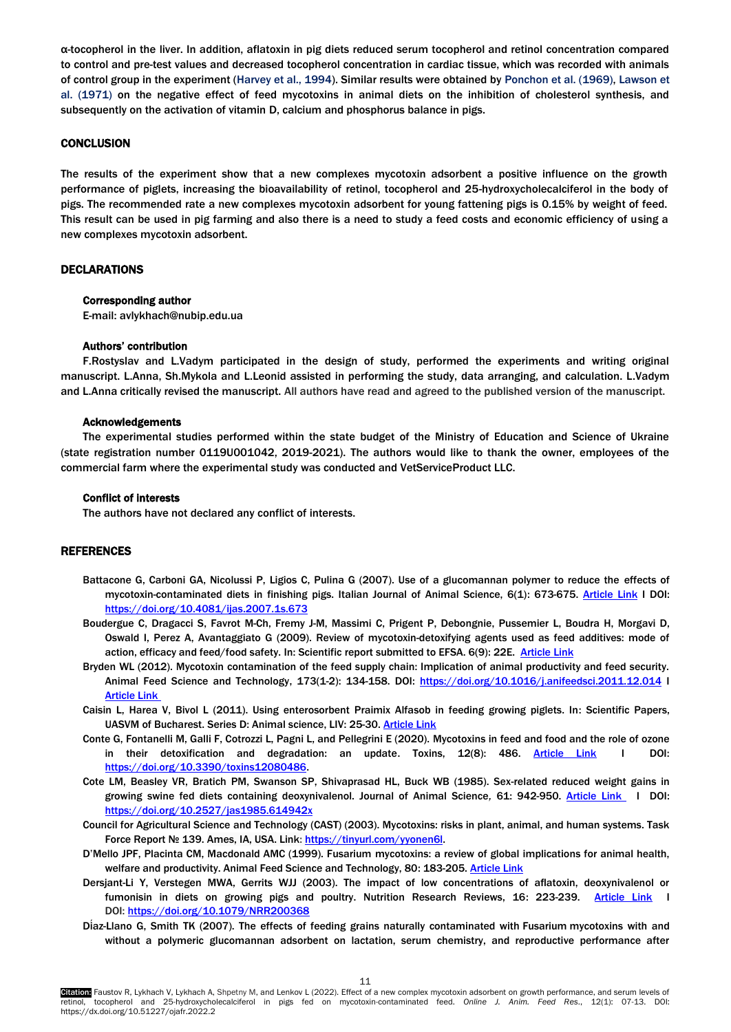α-tocopherol in the liver. In addition, aflatoxin in pig diets reduced serum tocopherol and retinol concentration compared to control and pre-test values and decreased tocopherol concentration in cardiac tissue, which was recorded with animals of control group in the experiment (Harvey et al., 1994). Similar results were obtained by Ponchon et al. (1969), Lawson et al. (1971) on the negative effect of feed mycotoxins in animal diets on the inhibition of cholesterol synthesis, and subsequently on the activation of vitamin D, calcium and phosphorus balance in pigs.

## CONCLUSION

The results of the experiment show that a new complexes mycotoxin adsorbent a positive influence on the growth performance of piglets, increasing the bioavailability of retinol, tocopherol and 25-hydroxycholecalciferol in the body of pigs. The recommended rate a new complexes mycotoxin adsorbent for young fattening pigs is 0.15% by weight of feed. This result can be used in pig farming and also there is a need to study a feed costs and economic efficiency of using a new complexes mycotoxin adsorbent.

## DECLARATIONS

### Corresponding author

E-mail: avlykhach@nubip.edu.ua

### Authors' contribution

F.Rostyslav and L.Vadym participated in the design of study, performed the experiments and writing original manuscript. L.Anna, Sh.Mykola and L.Leonid assisted in performing the study, data arranging, and calculation. L.Vadym and L.Anna critically revised the manuscript. All authors have read and agreed to the published version of the manuscript.

### Acknowledgements

The experimental studies performed within the state budget of the Ministry of Education and Science of Ukraine (state registration number 0119U001042, 2019-2021). The authors would like to thank the owner, employees of the commercial farm where the experimental study was conducted and VetServiceProduct LLC.

### Conflict of interests

The authors have not declared any conflict of interests.

## REFERENCES

Battacone G, Carboni GA, Nicolussi P, Ligios C, Pulina G (2007). Use of a glucomannan polymer to reduce the effects of mycotoxin-contaminated diets in finishing pigs. Italian Journal of Animal Science, 6(1): 673-675. Article Link I DOI: https://doi.org/10.4081/ijas.2007.1s.673

Boudergue C, Dragacci S, Favrot M-Ch, Fremy J-M, Massimi C, Prigent P, Debongnie, Pussemier L, Boudra H, Morgavi D, Oswald I, Perez A, Avantaggiato G (2009). Review of mycotoxin-detoxifying agents used as feed additives: mode of action, efficacy and feed/food safety. In: Scientific report submitted to EFSA. 6(9): 22E. Article Link

Bryden WL (2012). Mycotoxin contamination of the feed supply chain: Implication of animal productivity and feed security. Animal Feed Science and Technology, 173(1-2): 134-158. DOI: https://doi.org/10.1016/j.anifeedsci.2011.12.014 I Article Link

Caisin L, Harea V, Bivol L (2011). Using enterosorbent Praimix Alfasob in feeding growing piglets. In: Scientific Papers, UASVM of Bucharest. Series D: Animal science, LIV: 25-30. Article Link

Conte G, Fontanelli M, Galli F, Cotrozzi L, Pagni L, and Pellegrini E (2020). Mycotoxins in feed and food and the role of ozone in their detoxification and degradation: an update. Toxins, 12(8): 486. Article Link I DOI: https://doi.org/10.3390/toxins12080486.

Cote LM, Beasley VR, Bratich PM, Swanson SP, Shivaprasad HL, Buck WB (1985). Sex-related reduced weight gains in growing swine fed diets containing deoxynivalenol. Journal of Animal Science, 61: 942-950. Article Link I DOI: https://doi.org/10.2527/jas1985.614942x

Council for Agricultural Science and Technology (CAST) (2003). Mycotoxins: risks in plant, animal, and human systems. Task Force Report № 139. Ames, IA, USA. Link: https://tinyurl.com/yyonen6l.

D'Mello JPF, Placinta CM, Macdonald AMC (1999). Fusarium mycotoxins: a review of global implications for animal health, welfare and productivity. Animal Feed Science and Technology, 80: 183-205. Article Link

Dersjant-Li Y, Verstegen MWA, Gerrits WJJ (2003). The impact of low concentrations of aflatoxin, deoxynivalenol or fumonisin in diets on growing pigs and poultry. Nutrition Research Reviews, 16: 223-239. Article Link I DOI: https://doi.org/10.1079/NRR200368

Díaz-Llano G, Smith TK (2007). The effects of feeding grains naturally contaminated with Fusarium mycotoxins with and without a polymeric glucomannan adsorbent on lactation, serum chemistry, and reproductive performance after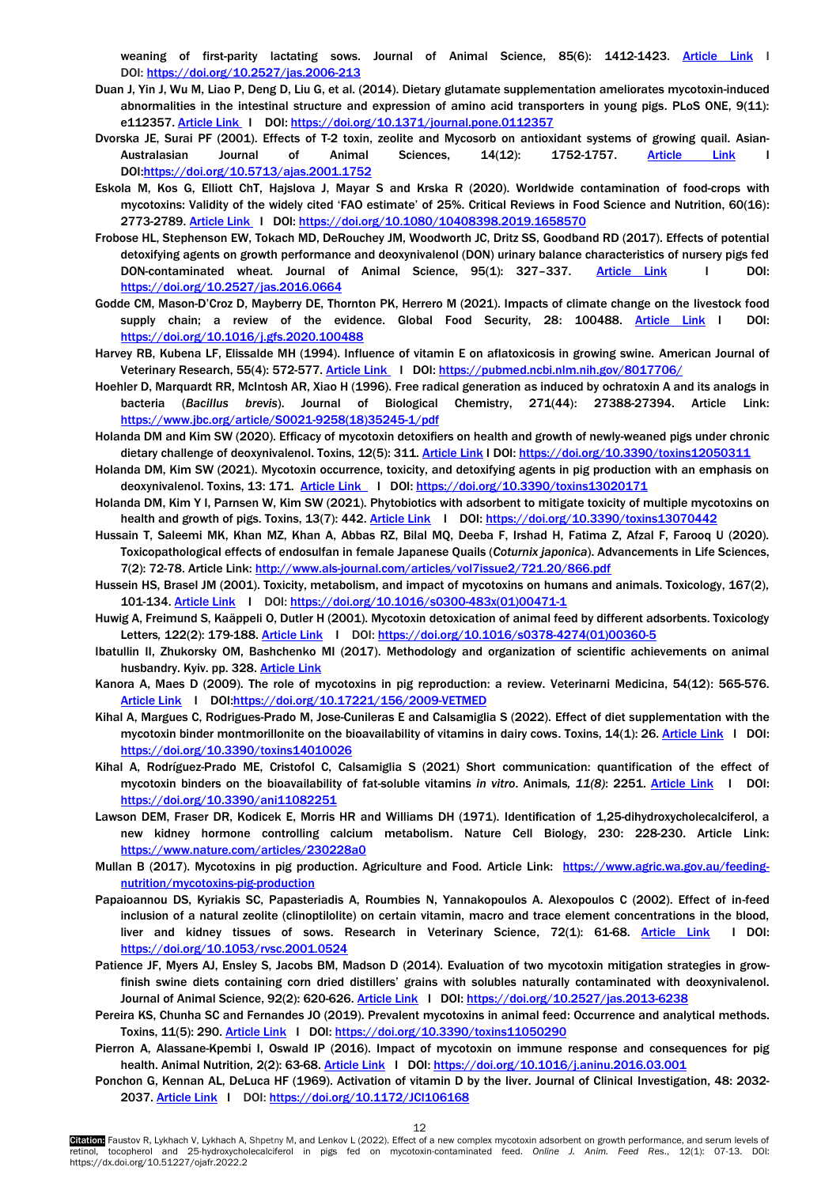weaning of first-parity lactating sows. Journal of Animal Science, 85(6): 1412-1423. Article Link I DOI: https://doi.org/10.2527/jas.2006-213

Duan J, Yin J, Wu M, Liao P, Deng D, Liu G, et al. (2014). Dietary glutamate supplementation ameliorates mycotoxin-induced abnormalities in the intestinal structure and expression of amino acid transporters in young pigs. PLoS ONE, 9(11): e112357. Article Link I DOI: https://doi.org/10.1371/journal.pone.0112357

Dvorska JE, Surai PF (2001). Effects of T-2 toxin, zeolite and Mycosorb on antioxidant systems of growing quail. Asian-Australasian Journal of Animal Sciences, 14(12): 1752-1757. Article Link I DOI:https://doi.org/10.5713/ajas.2001.1752

Eskola M, Kos G, Elliott ChT, Hajslova J, Mayar S and Krska R (2020). Worldwide contamination of food-crops with mycotoxins: Validity of the widely cited 'FAO estimate' of 25%. Critical Reviews in Food Science and Nutrition, 60(16): 2773-2789. Article Link I DOI: https://doi.org/10.1080/10408398.2019.1658570

Frobose HL, Stephenson EW, Tokach MD, DeRouchey JM, Woodworth JC, Dritz SS, Goodband RD (2017). Effects of potential detoxifying agents on growth performance and deoxynivalenol (DON) urinary balance characteristics of nursery pigs fed DON-contaminated wheat. Journal of Animal Science, 95(1): 327–337. Article Link I DOI: https://doi.org/10.2527/jas.2016.0664

Godde CM, Mason-D'Croz D, Mayberry DE, Thornton PK, Herrero M (2021). Impacts of climate change on the livestock food supply chain; a review of the evidence. Global Food Security, 28: 100488. Article Link I DOI: https://doi.org/10.1016/j.gfs.2020.100488

Harvey RB, Kubena LF, Elissalde MH (1994). Influence of vitamin E on aflatoxicosis in growing swine. American Journal of Veterinary Research, 55(4): 572-577. Article Link I DOI: https://pubmed.ncbi.nlm.nih.gov/8017706/

Hoehler D, Marquardt RR, McIntosh AR, Xiao H (1996). Free radical generation as induced by ochratoxin A and its analogs in bacteria (*Bacillus brevis*). Journal of Biological Chemistry, 271(44): 27388-27394. Article Link: https://www.jbc.org/article/S0021-9258(18)35245-1/pdf

Holanda DM and Kim SW (2020). Efficacy of mycotoxin detoxifiers on health and growth of newly-weaned pigs under chronic dietary challenge of deoxynivalenol. Toxins, 12(5): 311. Article Link I DOI: https://doi.org/10.3390/toxins12050311

Holanda DM, Kim SW (2021). Mycotoxin occurrence, toxicity, and detoxifying agents in pig production with an emphasis on deoxynivalenol. Toxins, 13: 171. Article Link I DOI: https://doi.org/10.3390/toxins13020171

Holanda DM, Kim Y I, Parnsen W, Kim SW (2021). Phytobiotics with adsorbent to mitigate toxicity of multiple mycotoxins on health and growth of pigs. Toxins, 13(7): 442. Article Link I DOI: https://doi.org/10.3390/toxins13070442

Hussain T, Saleemi MK, Khan MZ, Khan A, Abbas RZ, Bilal MQ, Deeba F, Irshad H, Fatima Z, Afzal F, Farooq U (2020). Toxicopathological effects of endosulfan in female Japanese Quails (*Coturnix japonica*). Advancements in Life Sciences, 7(2): 72-78. Article Link: http://www.als-journal.com/articles/vol7issue2/721.20/866.pdf

Hussein HS, Brasel JM (2001). Toxicity, metabolism, and impact of mycotoxins on humans and animals. Toxicology, 167(2), 101-134. Article Link I DOI: https://doi.org/10.1016/s0300-483x(01)00471-1

Huwig A, Freimund S, Kaäppeli O, Dutler H (2001). Mycotoxin detoxication of animal feed by different adsorbents. Toxicology Letters*,* 122(2): 179-188. Article Link I DOI: https://doi.org/10.1016/s0378-4274(01)00360-5

Ibatullin II, Zhukorsky OM, Bashchenko MI (2017). Methodology and organization of scientific achievements on animal husbandry. Kyiv. pp. 328. Article Link

Kanora A, Maes D (2009). The role of mycotoxins in pig reproduction: a review. Veterinarni Medicina, 54(12): 565-576. Article Link I DOI:https://doi.org/10.17221/156/2009-VETMED

Kihal A, Margues C, Rodrigues-Prado M, Jose-Cunileras E and Calsamiglia S (2022). Effect of diet supplementation with the mycotoxin binder montmorillonite on the bioavailability of vitamins in dairy cows. Toxins, 14(1): 26. Article Link I DOI: https://doi.org/10.3390/toxins14010026

Kihal A, Rodríguez-Prado ME, Cristofol C, Calsamiglia S (2021) Short communication: quantification of the effect of mycotoxin binders on the bioavailability of fat-soluble vitamins *in vitro*. Animals*, 11(8)*: 2251. Article Link I DOI: https://doi.org/10.3390/ani11082251

Lawson DEM, Fraser DR, Kodicek E, Morris HR and Williams DH (1971). Identification of 1,25-dihydroxycholecalciferol, a new kidney hormone controlling calcium metabolism. Nature Cell Biology, 230: 228-230. Article Link: https://www.nature.com/articles/230228a0

Mullan B (2017). Mycotoxins in pig production. Agriculture and Food. Article Link: https://www.agric.wa.gov.au/feeding-nutrition/mycotoxins-pig-production

Papaioannou DS, Kyriakis SC, Papasteriadis A, Roumbies N, Yannakopoulos A. Alexopoulos C (2002). Effect of in-feed inclusion of a natural zeolite (clinoptilolite) on certain vitamin, macro and trace element concentrations in the blood, liver and kidney tissues of sows. Research in Veterinary Science, 72(1): 61-68. Article Link I DOI: https://doi.org/10.1053/rvsc.2001.0524

Patience JF, Myers AJ, Ensley S, Jacobs BM, Madson D (2014). Evaluation of two mycotoxin mitigation strategies in grow-finish swine diets containing corn dried distillers' grains with solubles naturally contaminated with deoxynivalenol. Journal of Animal Science, 92(2): 620-626. Article Link I DOI: https://doi.org/10.2527/jas.2013-6238

Pereira KS, Chunha SC and Fernandes JO (2019). Prevalent mycotoxins in animal feed: Occurrence and analytical methods. Toxins, 11(5): 290. Article Link I DOI: https://doi.org/10.3390/toxins11050290

Pierron A, Alassane-Kpembi I, Oswald IP (2016). Impact of mycotoxin on immune response and consequences for pig health. Animal Nutrition*,* 2(2): 63-68. Article Link I DOI: https://doi.org/10.1016/j.aninu.2016.03.001

Ponchon G, Kennan AL, DeLuca HF (1969). Activation of vitamin D by the liver. Journal of Clinical Investigation, 48: 2032-2037. Article Link I DOI: https://doi.org/10.1172/JCI106168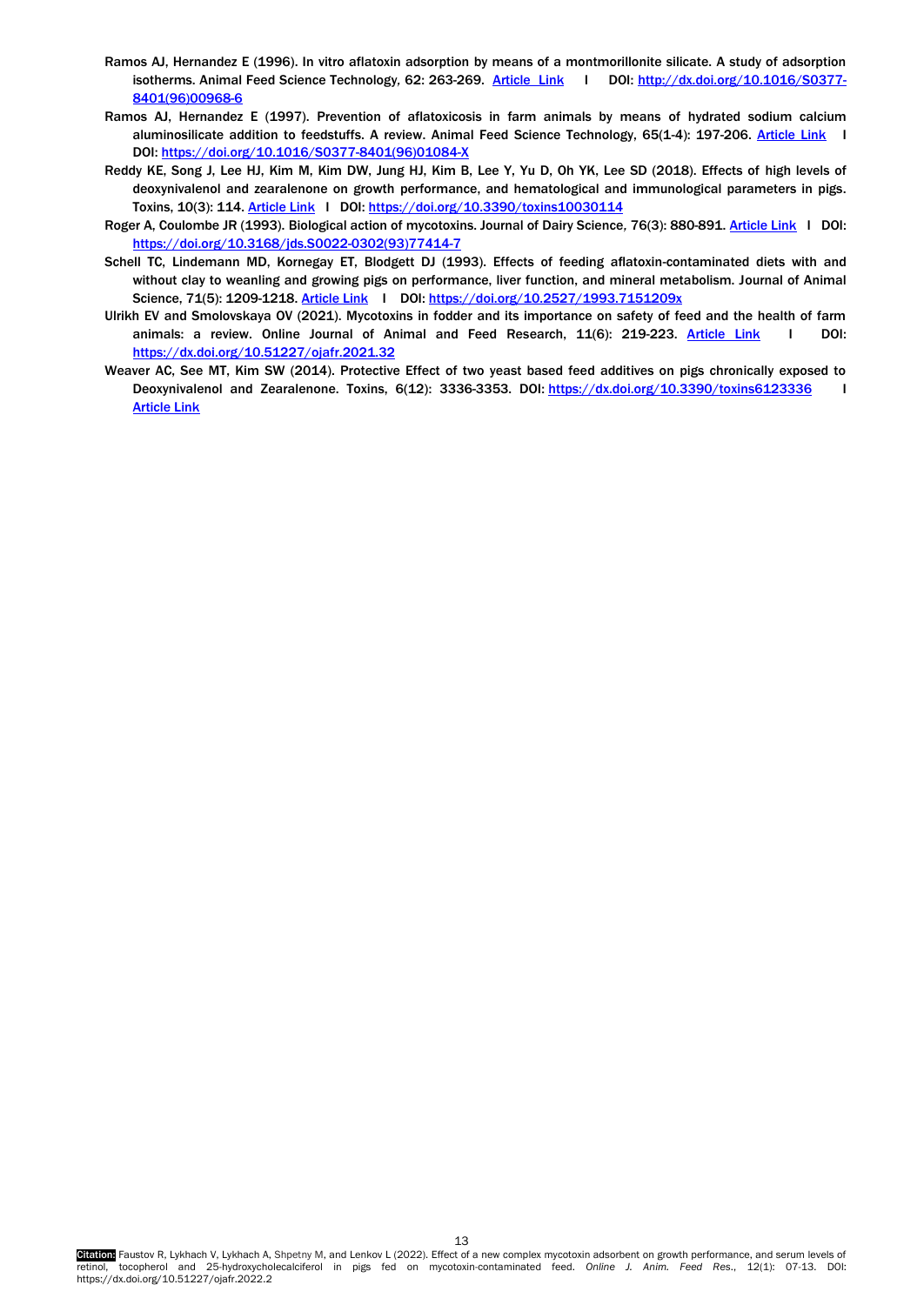Ramos AJ, Hernandez E (1996). In vitro aflatoxin adsorption by means of a montmorillonite silicate. A study of adsorption isotherms. Animal Feed Science Technology, 62: 263-269. Article Link | DOI: http://dx.doi.org/10.1016/S0377-8401(96)00968-6

Ramos AJ, Hernandez E (1997). Prevention of aflatoxicosis in farm animals by means of hydrated sodium calcium aluminosilicate addition to feedstuffs. A review. Animal Feed Science Technology, 65(1-4): 197-206. Article Link | DOI: https://doi.org/10.1016/S0377-8401(96)01084-X

Reddy KE, Song J, Lee HJ, Kim M, Kim DW, Jung HJ, Kim B, Lee Y, Yu D, Oh YK, Lee SD (2018). Effects of high levels of deoxynivalenol and zearalenone on growth performance, and hematological and immunological parameters in pigs. Toxins, 10(3): 114. Article Link | DOI: https://doi.org/10.3390/toxins10030114

Roger A, Coulombe JR (1993). Biological action of mycotoxins. Journal of Dairy Science, 76(3): 880-891. Article Link | DOI: https://doi.org/10.3168/jds.S0022-0302(93)77414-7

Schell TC, Lindemann MD, Kornegay ET, Blodgett DJ (1993). Effects of feeding aflatoxin-contaminated diets with and without clay to weanling and growing pigs on performance, liver function, and mineral metabolism. Journal of Animal Science, 71(5): 1209-1218. Article Link | DOI: https://doi.org/10.2527/1993.7151209x

Ulrikh EV and Smolovskaya OV (2021). Mycotoxins in fodder and its importance on safety of feed and the health of farm animals: a review. Online Journal of Animal and Feed Research, 11(6): 219-223. Article Link | DOI: https://dx.doi.org/10.51227/ojafr.2021.32

Weaver AC, See MT, Kim SW (2014). Protective Effect of two yeast based feed additives on pigs chronically exposed to Deoxynivalenol and Zearalenone. Toxins, 6(12): 3336-3353. DOI: https://dx.doi.org/10.3390/toxins6123336 | Article Link